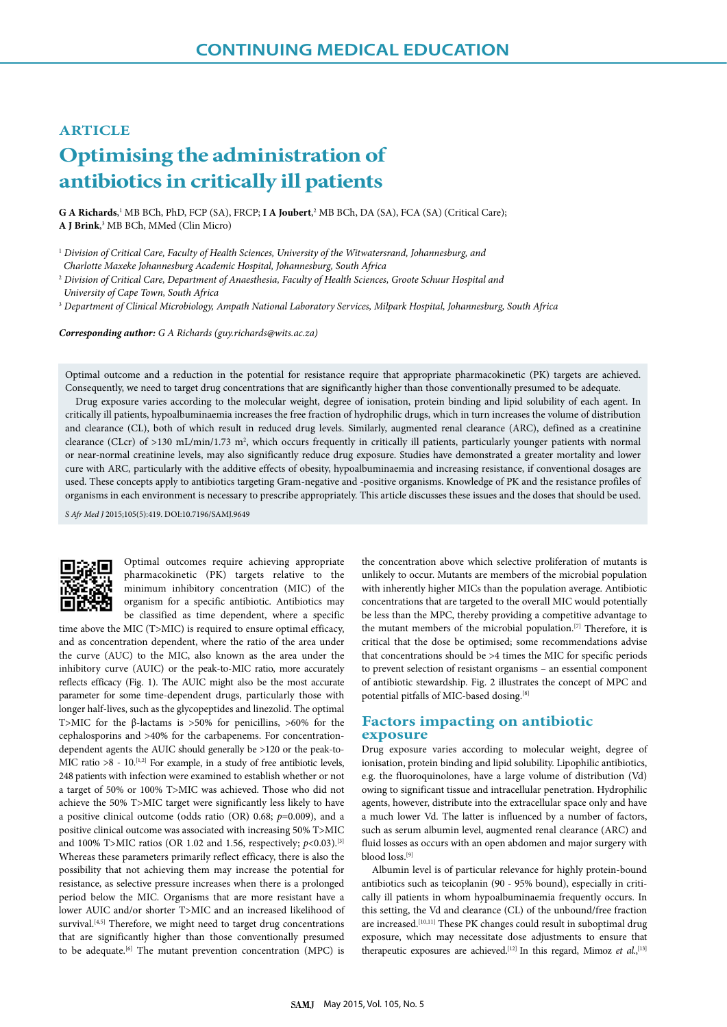CONTINUING MEDICAL EDUCATION

ARTICLE

# Optimising the administration of antibiotics in critically ill patients

**G A Richards**,[1] MB BCh, PhD, FCP (SA), FRCP; **I A Joubert**,[2] MB BCh, DA (SA), FCA (SA) (Critical Care); **A J Brink**,[3] MB BCh, MMed (Clin Micro)

[1] *Division of Critical Care, Faculty of Health Sciences, University of the Witwatersrand, Johannesburg, and Charlotte Maxeke Johannesburg Academic Hospital, Johannesburg, South Africa*
[2] *Division of Critical Care, Department of Anaesthesia, Faculty of Health Sciences, Groote Schuur Hospital and University of Cape Town, South Africa*
[3] *Department of Clinical Microbiology, Ampath National Laboratory Services, Milpark Hospital, Johannesburg, South Africa*

***Corresponding author:*** *G A Richards (guy.richards@wits.ac.za)*

Optimal outcome and a reduction in the potential for resistance require that appropriate pharmacokinetic (PK) targets are achieved. Consequently, we need to target drug concentrations that are significantly higher than those conventionally presumed to be adequate.

Drug exposure varies according to the molecular weight, degree of ionisation, protein binding and lipid solubility of each agent. In critically ill patients, hypoalbuminaemia increases the free fraction of hydrophilic drugs, which in turn increases the volume of distribution and clearance (CL), both of which result in reduced drug levels. Similarly, augmented renal clearance (ARC), defined as a creatinine clearance (CLcr) of >130 mL/min/1.73 m$^2$, which occurs frequently in critically ill patients, particularly younger patients with normal or near-normal creatinine levels, may also significantly reduce drug exposure. Studies have demonstrated a greater mortality and lower cure with ARC, particularly with the additive effects of obesity, hypoalbuminaemia and increasing resistance, if conventional dosages are used. These concepts apply to antibiotics targeting Gram-negative and -positive organisms. Knowledge of PK and the resistance profiles of organisms in each environment is necessary to prescribe appropriately. This article discusses these issues and the doses that should be used.

*S Afr Med J* 2015;105(5):419. DOI:10.7196/SAMJ.9649

Optimal outcomes require achieving appropriate pharmacokinetic (PK) targets relative to the minimum inhibitory concentration (MIC) of the organism for a specific antibiotic. Antibiotics may be classified as time dependent, where a specific time above the MIC (T>MIC) is required to ensure optimal efficacy, and as concentration dependent, where the ratio of the area under the curve (AUC) to the MIC, also known as the area under the inhibitory curve (AUIC) or the peak-to-MIC ratio, more accurately reflects efficacy (Fig. 1). The AUIC might also be the most accurate parameter for some time-dependent drugs, particularly those with longer half-lives, such as the glycopeptides and linezolid. The optimal T>MIC for the β-lactams is >50% for penicillins, >60% for the cephalosporins and >40% for the carbapenems. For concentration-dependent agents the AUIC should generally be >120 or the peak-to-MIC ratio >8 - 10.[1,2] For example, in a study of free antibiotic levels, 248 patients with infection were examined to establish whether or not a target of 50% or 100% T>MIC was achieved. Those who did not achieve the 50% T>MIC target were significantly less likely to have a positive clinical outcome (odds ratio (OR) 0.68; $p$=0.009), and a positive clinical outcome was associated with increasing 50% T>MIC and 100% T>MIC ratios (OR 1.02 and 1.56, respectively; $p$<0.03).[3] Whereas these parameters primarily reflect efficacy, there is also the possibility that not achieving them may increase the potential for resistance, as selective pressure increases when there is a prolonged period below the MIC. Organisms that are more resistant have a lower AUIC and/or shorter T>MIC and an increased likelihood of survival.[4,5] Therefore, we might need to target drug concentrations that are significantly higher than those conventionally presumed to be adequate.[6] The mutant prevention concentration (MPC) is the concentration above which selective proliferation of mutants is unlikely to occur. Mutants are members of the microbial population with inherently higher MICs than the population average. Antibiotic concentrations that are targeted to the overall MIC would potentially be less than the MPC, thereby providing a competitive advantage to the mutant members of the microbial population.[7] Therefore, it is critical that the dose be optimised; some recommendations advise that concentrations should be >4 times the MIC for specific periods to prevent selection of resistant organisms – an essential component of antibiotic stewardship. Fig. 2 illustrates the concept of MPC and potential pitfalls of MIC-based dosing.[8]

## Factors impacting on antibiotic exposure

Drug exposure varies according to molecular weight, degree of ionisation, protein binding and lipid solubility. Lipophilic antibiotics, e.g. the fluoroquinolones, have a large volume of distribution (Vd) owing to significant tissue and intracellular penetration. Hydrophilic agents, however, distribute into the extracellular space only and have a much lower Vd. The latter is influenced by a number of factors, such as serum albumin level, augmented renal clearance (ARC) and fluid losses as occurs with an open abdomen and major surgery with blood loss.[9]

Albumin level is of particular relevance for highly protein-bound antibiotics such as teicoplanin (90 - 95% bound), especially in critically ill patients in whom hypoalbuminaemia frequently occurs. In this setting, the Vd and clearance (CL) of the unbound/free fraction are increased.[10,11] These PK changes could result in suboptimal drug exposure, which may necessitate dose adjustments to ensure that therapeutic exposures are achieved.[12] In this regard, Mimoz *et al.*,[13]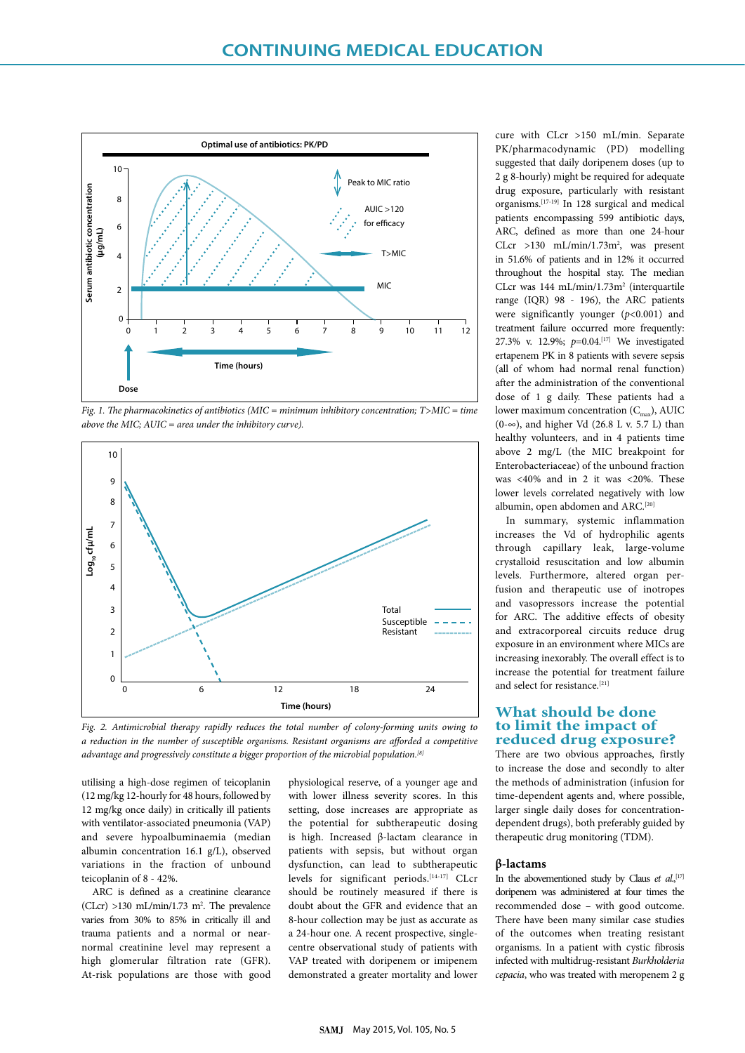*Fig. 1. The pharmacokinetics of antibiotics (MIC = minimum inhibitory concentration; T>MIC = time above the MIC; AUIC = area under the inhibitory curve).*

*Fig. 2. Antimicrobial therapy rapidly reduces the total number of colony-forming units owing to a reduction in the number of susceptible organisms. Resistant organisms are afforded a competitive advantage and progressively constitute a bigger proportion of the microbial population.*[8]

utilising a high-dose regimen of teicoplanin (12 mg/kg 12-hourly for 48 hours, followed by 12 mg/kg once daily) in critically ill patients with ventilator-associated pneumonia (VAP) and severe hypoalbuminaemia (median albumin concentration 16.1 g/L), observed variations in the fraction of unbound teicoplanin of 8 - 42%.

ARC is defined as a creatinine clearance (CLcr) >130 mL/min/1.73 m². The prevalence varies from 30% to 85% in critically ill and trauma patients and a normal or near-normal creatinine level may represent a high glomerular filtration rate (GFR). At-risk populations are those with good physiological reserve, of a younger age and with lower illness severity scores. In this setting, dose increases are appropriate as the potential for subtherapeutic dosing is high. Increased β-lactam clearance in patients with sepsis, but without organ dysfunction, can lead to subtherapeutic levels for significant periods.[14-17] CLcr should be routinely measured if there is doubt about the GFR and evidence that an 8-hour collection may be just as accurate as a 24-hour one. A recent prospective, single-centre observational study of patients with VAP treated with doripenem or imipenem demonstrated a greater mortality and lower cure with CLcr >150 mL/min. Separate PK/pharmacodynamic (PD) modelling suggested that daily doripenem doses (up to 2 g 8-hourly) might be required for adequate drug exposure, particularly with resistant organisms.[17-19] In 128 surgical and medical patients encompassing 599 antibiotic days, ARC, defined as more than one 24-hour CLcr >130 mL/min/1.73m², was present in 51.6% of patients and in 12% it occurred throughout the hospital stay. The median CLcr was 144 mL/min/1.73m² (interquartile range (IQR) 98 - 196), the ARC patients were significantly younger ($p$<0.001) and treatment failure occurred more frequently: 27.3% v. 12.9%; $p$=0.04.[17] We investigated ertapenem PK in 8 patients with severe sepsis (all of whom had normal renal function) after the administration of the conventional dose of 1 g daily. These patients had a lower maximum concentration ($C_{max}$), AUIC (0-∞), and higher Vd (26.8 L v. 5.7 L) than healthy volunteers, and in 4 patients time above 2 mg/L (the MIC breakpoint for Enterobacteriaceae) of the unbound fraction was <40% and in 2 it was <20%. These lower levels correlated negatively with low albumin, open abdomen and ARC.[20]

In summary, systemic inflammation increases the Vd of hydrophilic agents through capillary leak, large-volume crystalloid resuscitation and low albumin levels. Furthermore, altered organ perfusion and therapeutic use of inotropes and vasopressors increase the potential for ARC. The additive effects of obesity and extracorporeal circuits reduce drug exposure in an environment where MICs are increasing inexorably. The overall effect is to increase the potential for treatment failure and select for resistance.[21]

## What should be done to limit the impact of reduced drug exposure?

There are two obvious approaches, firstly to increase the dose and secondly to alter the methods of administration (infusion for time-dependent agents and, where possible, larger single daily doses for concentration-dependent drugs), both preferably guided by therapeutic drug monitoring (TDM).

### β-lactams

In the abovementioned study by Claus *et al.*,[17] doripenem was administered at four times the recommended dose – with good outcome. There have been many similar case studies of the outcomes when treating resistant organisms. In a patient with cystic fibrosis infected with multidrug-resistant *Burkholderia cepacia*, who was treated with meropenem 2 g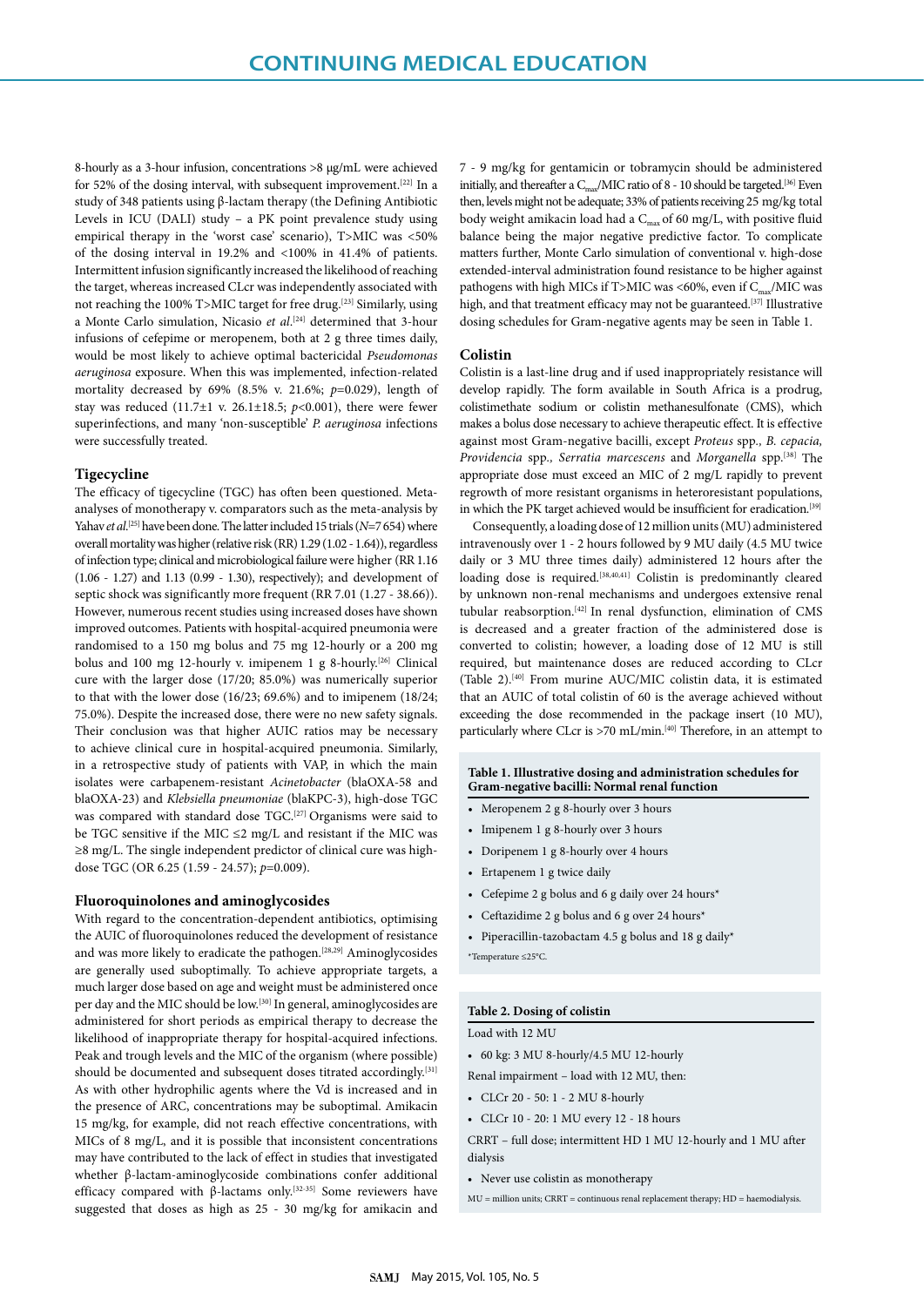8-hourly as a 3-hour infusion, concentrations >8 μg/mL were achieved for 52% of the dosing interval, with subsequent improvement.[22] In a study of 348 patients using β-lactam therapy (the Defining Antibiotic Levels in ICU (DALI) study – a PK point prevalence study using empirical therapy in the 'worst case' scenario), T>MIC was <50% of the dosing interval in 19.2% and <100% in 41.4% of patients. Intermittent infusion significantly increased the likelihood of reaching the target, whereas increased CLcr was independently associated with not reaching the 100% T>MIC target for free drug.[23] Similarly, using a Monte Carlo simulation, Nicasio *et al*.[24] determined that 3-hour infusions of cefepime or meropenem, both at 2 g three times daily, would be most likely to achieve optimal bactericidal *Pseudomonas aeruginosa* exposure. When this was implemented, infection-related mortality decreased by 69% (8.5% v. 21.6%; $p$=0.029), length of stay was reduced (11.7±1 v. 26.1±18.5; $p$<0.001), there were fewer superinfections, and many 'non-susceptible' *P. aeruginosa* infections were successfully treated.

### Tigecycline

The efficacy of tigecycline (TGC) has often been questioned. Meta-analyses of monotherapy v. comparators such as the meta-analysis by Yahav *et al*.[25] have been done. The latter included 15 trials ($N$=7 654) where overall mortality was higher (relative risk (RR) 1.29 (1.02 - 1.64)), regardless of infection type; clinical and microbiological failure were higher (RR 1.16 (1.06 - 1.27) and 1.13 (0.99 - 1.30), respectively); and development of septic shock was significantly more frequent (RR 7.01 (1.27 - 38.66)). However, numerous recent studies using increased doses have shown improved outcomes. Patients with hospital-acquired pneumonia were randomised to a 150 mg bolus and 75 mg 12-hourly or a 200 mg bolus and 100 mg 12-hourly v. imipenem 1 g 8-hourly.[26] Clinical cure with the larger dose (17/20; 85.0%) was numerically superior to that with the lower dose (16/23; 69.6%) and to imipenem (18/24; 75.0%). Despite the increased dose, there were no new safety signals. Their conclusion was that higher AUIC ratios may be necessary to achieve clinical cure in hospital-acquired pneumonia. Similarly, in a retrospective study of patients with VAP, in which the main isolates were carbapenem-resistant *Acinetobacter* (blaOXA-58 and blaOXA-23) and *Klebsiella pneumoniae* (blaKPC-3), high-dose TGC was compared with standard dose TGC.[27] Organisms were said to be TGC sensitive if the MIC ≤2 mg/L and resistant if the MIC was ≥8 mg/L. The single independent predictor of clinical cure was high-dose TGC (OR 6.25 (1.59 - 24.57); $p$=0.009).

### Fluoroquinolones and aminoglycosides

With regard to the concentration-dependent antibiotics, optimising the AUIC of fluoroquinolones reduced the development of resistance and was more likely to eradicate the pathogen.[28,29] Aminoglycosides are generally used suboptimally. To achieve appropriate targets, a much larger dose based on age and weight must be administered once per day and the MIC should be low.[30] In general, aminoglycosides are administered for short periods as empirical therapy to decrease the likelihood of inappropriate therapy for hospital-acquired infections. Peak and trough levels and the MIC of the organism (where possible) should be documented and subsequent doses titrated accordingly.[31] As with other hydrophilic agents where the Vd is increased and in the presence of ARC, concentrations may be suboptimal. Amikacin 15 mg/kg, for example, did not reach effective concentrations, with MICs of 8 mg/L, and it is possible that inconsistent concentrations may have contributed to the lack of effect in studies that investigated whether β-lactam-aminoglycoside combinations confer additional efficacy compared with β-lactams only.[32-35] Some reviewers have suggested that doses as high as 25 - 30 mg/kg for amikacin and 7 - 9 mg/kg for gentamicin or tobramycin should be administered initially, and thereafter a $C_{max}$/MIC ratio of 8 - 10 should be targeted.[36] Even then, levels might not be adequate; 33% of patients receiving 25 mg/kg total body weight amikacin load had a $C_{max}$ of 60 mg/L, with positive fluid balance being the major negative predictive factor. To complicate matters further, Monte Carlo simulation of conventional v. high-dose extended-interval administration found resistance to be higher against pathogens with high MICs if T>MIC was <60%, even if $C_{max}$/MIC was high, and that treatment efficacy may not be guaranteed.[37] Illustrative dosing schedules for Gram-negative agents may be seen in Table 1.

### Colistin

Colistin is a last-line drug and if used inappropriately resistance will develop rapidly. The form available in South Africa is a prodrug, colistimethate sodium or colistin methanesulfonate (CMS), which makes a bolus dose necessary to achieve therapeutic effect. It is effective against most Gram-negative bacilli, except *Proteus* spp., *B. cepacia, Providencia* spp., *Serratia marcescens* and *Morganella* spp.[38] The appropriate dose must exceed an MIC of 2 mg/L rapidly to prevent regrowth of more resistant organisms in heteroresistant populations, in which the PK target achieved would be insufficient for eradication.[39]

Consequently, a loading dose of 12 million units (MU) administered intravenously over 1 - 2 hours followed by 9 MU daily (4.5 MU twice daily or 3 MU three times daily) administered 12 hours after the loading dose is required.[38,40,41] Colistin is predominantly cleared by unknown non-renal mechanisms and undergoes extensive renal tubular reabsorption.[42] In renal dysfunction, elimination of CMS is decreased and a greater fraction of the administered dose is converted to colistin; however, a loading dose of 12 MU is still required, but maintenance doses are reduced according to CLcr (Table 2).[40] From murine AUC/MIC colistin data, it is estimated that an AUIC of total colistin of 60 is the average achieved without exceeding the dose recommended in the package insert (10 MU), particularly where CLcr is >70 mL/min.[40] Therefore, in an attempt to

**Table 1. Illustrative dosing and administration schedules for Gram-negative bacilli: Normal renal function**

- Meropenem 2 g 8-hourly over 3 hours
- Imipenem 1 g 8-hourly over 3 hours
- Doripenem 1 g 8-hourly over 4 hours
- Ertapenem 1 g twice daily
- Cefepime 2 g bolus and 6 g daily over 24 hours*
- Ceftazidime 2 g bolus and 6 g over 24 hours*
- Piperacillin-tazobactam 4.5 g bolus and 18 g daily*

*Temperature ≤25°C.

**Table 2. Dosing of colistin**

Load with 12 MU

- 60 kg: 3 MU 8-hourly/4.5 MU 12-hourly

Renal impairment – load with 12 MU, then:

- CLCr 20 - 50: 1 - 2 MU 8-hourly
- CLCr 10 - 20: 1 MU every 12 - 18 hours

CRRT – full dose; intermittent HD 1 MU 12-hourly and 1 MU after dialysis

- Never use colistin as monotherapy

MU = million units; CRRT = continuous renal replacement therapy; HD = haemodialysis.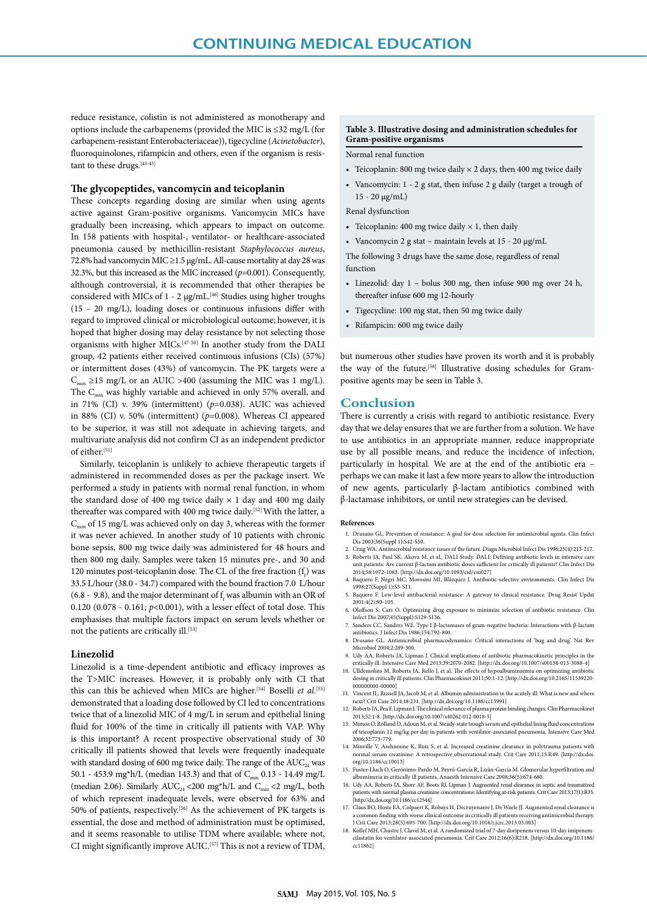reduce resistance, colistin is not administered as monotherapy and options include the carbapenems (provided the MIC is ≤32 mg/L (for carbapenem-resistant Enterobacteriaceae)), tigecycline (*Acinetobacter*), fluoroquinolones, rifampicin and others, even if the organism is resistant to these drugs.[43-45]

### The glycopeptides, vancomycin and teicoplanin

These concepts regarding dosing are similar when using agents active against Gram-positive organisms. Vancomycin MICs have gradually been increasing, which appears to impact on outcome. In 158 patients with hospital-, ventilator- or healthcare-associated pneumonia caused by methicillin-resistant *Staphylococcus aureus*, 72.8% had vancomycin MIC ≥1.5 μg/mL. All-cause mortality at day 28 was 32.3%, but this increased as the MIC increased ($p$=0.001). Consequently, although controversial, it is recommended that other therapies be considered with MICs of 1 - 2 μg/mL.[46] Studies using higher troughs (15 - 20 mg/L), loading doses or continuous infusions differ with regard to improved clinical or microbiological outcome; however, it is hoped that higher dosing may delay resistance by not selecting those organisms with higher MICs.[47-50] In another study from the DALI group, 42 patients either received continuous infusions (CIs) (57%) or intermittent doses (43%) of vancomycin. The PK targets were a $C_{min}$ ≥15 mg/L or an AUIC >400 (assuming the MIC was 1 mg/L). The $C_{min}$ was highly variable and achieved in only 57% overall, and in 71% (CI) v. 39% (intermittent) ($p$=0.038). AUIC was achieved in 88% (CI) v. 50% (intermittent) ($p$=0.008). Whereas CI appeared to be superior, it was still not adequate in achieving targets, and multivariate analysis did not confirm CI as an independent predictor of either.[51]

Similarly, teicoplanin is unlikely to achieve therapeutic targets if administered in recommended doses as per the package insert. We performed a study in patients with normal renal function, in whom the standard dose of 400 mg twice daily × 1 day and 400 mg daily thereafter was compared with 400 mg twice daily.[52] With the latter, a $C_{min}$ of 15 mg/L was achieved only on day 3, whereas with the former it was never achieved. In another study of 10 patients with chronic bone sepsis, 800 mg twice daily was administered for 48 hours and then 800 mg daily. Samples were taken 15 minutes pre-, and 30 and 120 minutes post-teicoplanin dose. The CL of the free fraction ($f_f$) was 33.5 L/hour (38.0 - 34.7) compared with the bound fraction 7.0 L/hour (6.8 - 9.8), and the major determinant of $f_f$ was albumin with an OR of 0.120 (0.078 - 0.161; $p$<0.001), with a lesser effect of total dose. This emphasises that multiple factors impact on serum levels whether or not the patients are critically ill.[53]

### Linezolid

Linezolid is a time-dependent antibiotic and efficacy improves as the T>MIC increases. However, it is probably only with CI that this can this be achieved when MICs are higher.[54] Boselli *et al*.[55] demonstrated that a loading dose followed by CI led to concentrations twice that of a linezolid MIC of 4 mg/L in serum and epithelial lining fluid for 100% of the time in critically ill patients with VAP. Why is this important? A recent prospective observational study of 30 critically ill patients showed that levels were frequently inadequate with standard dosing of 600 mg twice daily. The range of the $AUC_{24}$ was 50.1 - 453.9 mg*h/L (median 143.3) and that of $C_{min}$ 0.13 - 14.49 mg/L (median 2.06). Similarly $AUC_{24}$ <200 mg*h/L and $C_{min}$ <2 mg/L, both of which represent inadequate levels, were observed for 63% and 50% of patients, respectively.[56] As the achievement of PK targets is essential, the dose and method of administration must be optimised, and it seems reasonable to utilise TDM where available; where not, CI might significantly improve AUIC.[57] This is not a review of TDM, but numerous other studies have proven its worth and it is probably the way of the future.[58] Illustrative dosing schedules for Gram-positive agents may be seen in Table 3.

**Table 3. Illustrative dosing and administration schedules for Gram-positive organisms**

Normal renal function

- Teicoplanin: 800 mg twice daily × 2 days, then 400 mg twice daily
- Vancomycin: 1 - 2 g stat, then infuse 2 g daily (target a trough of 15 - 20 μg/mL)

Renal dysfunction

- Teicoplanin: 400 mg twice daily × 1, then daily
- Vancomycin 2 g stat – maintain levels at 15 - 20 μg/mL

The following 3 drugs have the same dose, regardless of renal function

- Linezolid: day 1 – bolus 300 mg, then infuse 900 mg over 24 h, thereafter infuse 600 mg 12-hourly
- Tigecycline: 100 mg stat, then 50 mg twice daily
- Rifampicin: 600 mg twice daily

## Conclusion

There is currently a crisis with regard to antibiotic resistance. Every day that we delay ensures that we are further from a solution. We have to use antibiotics in an appropriate manner, reduce inappropriate use by all possible means, and reduce the incidence of infection, particularly in hospital. We are at the end of the antibiotic era – perhaps we can make it last a few more years to allow the introduction of new agents, particularly β-lactam antibiotics combined with β-lactamase inhibitors, or until new strategies can be devised.

**References**

1. Drusano GL. Prevention of resistance: A goal for dose selection for antimicrobial agents. Clin Infect Dis 2003;36(Suppl 1):S42-S50.
2. Craig WA. Antimicrobial resistance issues of the future. Diagn Microbiol Infect Dis 1996;25(4):213-217.
3. Roberts JA, Paul SK, Akova M, et al., DALI Study. DALI: Defining antibiotic levels in intensive care unit patients: Are current β-lactam antibiotic doses sufficient for critically ill patients? Clin Infect Dis 2014;58:1072-1083. [http://dx.doi.org/10.1093/cid/ciu027]
4. Baquero F, Negri MC, Morosini MI, Blázquez J. Antibiotic-selective environments. Clin Infect Dis 1998;27(Suppl 1):S5-S11.
5. Baquero F. Low-level antibacterial resistance: A gateway to clinical resistance. Drug Resist Updat 2001;4(2):93-105.
6. Oloffson S, Cars O. Optimizing drug exposure to minimize selection of antibiotic resistance. Clin Infect Dis 2007;45(Suppl):S129-S136.
7. Sanders CC, Sanders WE. Type I β-lactamases of gram-negative bacteria: Interactions with β-lactam antibiotics. J Infect Dis 1986;154:792-800.
8. Drusano GL. Antimicrobial pharmacodynamics: Critical interactions of 'bug and drug'. Nat Rev Microbiol 2004;2:289-300.
9. Udy AA, Roberts JA, Lipman J. Clinical implications of antibiotic pharmacokinetic principles in the critically ill. Intensive Care Med 2013;39:2070-2082. [http://dx.doi.org/10.1007/s00134-013-3088-4]
10. Ulldemolins M, Roberts JA, Rello J, et al. The effects of hypoalbuminaemia on optimizing antibiotic dosing in critically ill patients. Clin Pharmacokinet 2011;50:1-12. [http://dx.doi.org/10.2165/11539220-000000000-00000]
11. Vincent JL, Russell JA, Jacob M, et al. Albumin administration in the acutely ill: What is new and where next? Crit Care 2014;18:231. [http://dx.doi.org/10.1186/cc13991]
12. Roberts JA, Pea F, Lipman J. The clinical relevance of plasma protein binding changes. Clin Pharmacokinet 2013;52:1-8. [http://dx.doi.org/10.1007/s40262-012-0018-5]
13. Mimoz O, Rolland D, Adoun M, et al. Steady-state trough serum and epithelial lining fluid concentrations of teicoplanin 12 mg/kg per day in patients with ventilator-associated pneumonia. Intensive Care Med 2006;32:775-779.
14. Minville V, Asehnoune K, Ruiz S, et al. Increased creatinine clearance in polytrauma patients with normal serum creatinine: A retrospective observational study. Crit Care 2011;15:R49. [http://dx.doi.org/10.1186/cc10013]
15. Fuster-Lluch O, Gerónimo-Pardo M, Peyró-García R, Lizán-García M. Glomerular hyperfiltration and albuminuria in critically ill patients. Anaesth Intensive Care 2008;36(5):674-680.
16. Udy AA, Roberts JA, Shorr AF, Boots RJ, Lipman J. Augmented renal clearance in septic and traumatized patients with normal plasma creatinine concentrations: Identifying at-risk patients. Crit Care 2013;17(1):R35. [http://dx.doi.org/10.1186/cc12544]
17. Claus BO, Hoste EA, Colpaert K, Robays H, Decruyenaere J, De Waele JJ. Augmented renal clearance is a common finding with worse clinical outcome in critically ill patients receiving antimicrobial therapy. J Crit Care 2013;28(5):695-700. [http://dx.doi.org/10.1016/j.jcrc.2013.03.003]
18. Kollef MH, Chastre J, Clavel M, et al. A randomized trial of 7-day doripenem versus 10-day imipenem-cilastatin for ventilator-associated pneumonia. Crit Care 2012;16(6):R218. [http://dx.doi.org/10.1186/cc11862]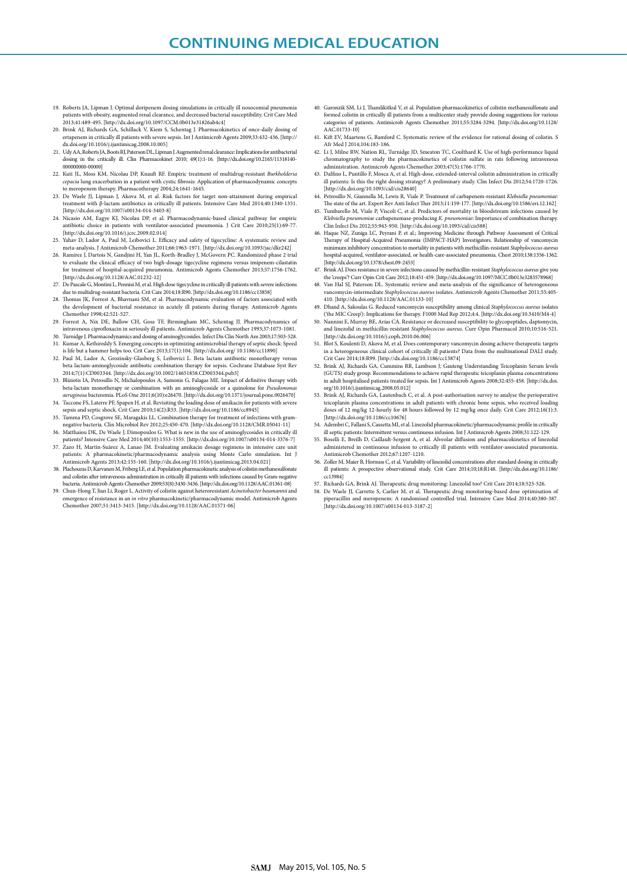19. Roberts JA, Lipman J. Optimal doripenem dosing simulations in critically ill nosocomial pneumonia patients with obesity, augmented renal clearance, and decreased bacterial susceptibility. Crit Care Med 2013;41:489-495. [http://dx.doi.org/10.1097/CCM.0b013e31826ab4c4]
20. Brink AJ, Richards GA, Schillack V, Kiem S, Schentag J. Pharmacokinetics of once-daily dosing of ertapenem in critically ill patients with severe sepsis. Int J Antimicrob Agents 2009;33:432-436. [http://dx.doi.org/10.1016/j.ijantimicag.2008.10.005]
21. Udy AA, Roberts JA, Boots RJ, Paterson DL, Lipman J. Augmented renal clearance: Implications for antibacterial dosing in the critically ill. Clin Pharmacokinet 2010; 49(1):1-16. [http://dx.doi.org/10.2165/11318140-000000000-00000]
22. Kuti JL, Moss KM, Nicolau DP, Knauft RF. Empiric treatment of multidrug-resistant *Burkholderia cepacia* lung exacerbation in a patient with cystic fibrosis: Application of pharmacodynamic concepts to meropenem therapy. Pharmacotherapy 2004;24:1641-1645.
23. De Waele JJ, Lipman J, Akova M, et al. Risk factors for target non-attainment during empirical treatment with β-lactam antibiotics in critically ill patients. Intensive Care Med 2014;40:1340-1351. [http://dx.doi.org/10.1007/s00134-014-3403-8]
24. Nicasio AM, Eagye KJ, Nicolau DP, et al. Pharmacodynamic-based clinical pathway for empiric antibiotic choice in patients with ventilator-associated pneumonia. J Crit Care 2010;25(1):69-77. [http://dx.doi.org/10.1016/j.jcrc.2009.02.014]
25. Yahav D, Lador A, Paul M, Leibovici L. Efficacy and safety of tigecycline: A systematic review and meta-analysis. J Antimicrob Chemother 2011;66:1963-1971. [http://dx.doi.org/10.1093/jac/dkr242]
26. Ramirez J, Dartois N, Gandjini H, Yan JL, Korth-Bradley J, McGovern PC. Randomized phase 2 trial to evaluate the clinical efficacy of two high-dosage tigecycline regimens versus imipenem-cilastatin for treatment of hospital-acquired pneumonia. Antimicrob Agents Chemother 2013;57:1756-1762. [http://dx.doi.org/10.1128/AAC.01232-12]
27. De Pascale G, Montini L, Pennisi M, et al. High dose tigecycline in critically ill patients with severe infections due to multidrug-resistant bacteria. Crit Care 2014;18:R90. [http://dx.doi.org/10.1186/cc13858]
28. Thomas JK, Forrest A, Bhavnani SM, et al. Pharmacodynamic evaluation of factors associated with the development of bacterial resistance in acutely ill patients during therapy. Antimicrob Agents Chemother 1998;42:521-527.
29. Forrest A, Nix DE, Ballow CH, Goss TF, Birmingham MC, Schentag JJ. Pharmacodynamics of intravenous ciprofloxacin in seriously ill patients. Antimicrob Agents Chemother 1993;37:1073-1081.
30. Turnidge J. Pharmacodynamics and dosing of aminoglycosides. Infect Dis Clin North Am 2003;17:503-528.
31. Kumar A, Kethireddy S. Emerging concepts in optimizing antimicrobial therapy of septic shock: Speed is life but a hammer helps too. Crit Care 2013;17(1):104. [http://dx.doi.org/ 10.1186/cc11890]
32. Paul M, Lador A, Grozinsky-Glasberg S, Leibovici L. Beta lactam antibiotic monotherapy versus beta lactam-aminoglycoside antibiotic combination therapy for sepsis. Cochrane Database Syst Rev 2014;7(1):CD003344. [http://dx.doi.org/10.1002/14651858.CD003344.pub3]
33. Bliziotis IA, Petrosillo N, Michalopoulos A, Samonis G, Falagas ME. Impact of definitive therapy with beta-lactam monotherapy or combination with an aminoglycoside or a quinolone for *Pseudomonas aeruginosa* bacteremia. PLoS One 2011;6(10):e26470. [http://dx.doi.org/10.1371/journal.pone.0026470]
34. Taccone FS, Laterre PF, Spapen H, et al. Revisiting the loading dose of amikacin for patients with severe sepsis and septic shock. Crit Care 2010;14(2):R53. [http://dx.doi.org/10.1186/cc8945]
35. Tamma PD, Cosgrove SE, Maragakis LL. Combination therapy for treatment of infections with gram-negative bacteria. Clin Microbiol Rev 2012;25:450-470. [http://dx.doi.org/10.1128/CMR.05041-11]
36. Matthaiou DK, De Waele J, Dimopoulos G. What is new in the use of aminoglycosides in critically ill patients? Intensive Care Med 2014;40(10):1553-1555. [http://dx.doi.org/10.1007/s00134-014-3376-7]
37. Zazo H, Martín-Suárez A, Lanao JM. Evaluating amikacin dosage regimens in intensive care unit patients: A pharmacokinetic/pharmacodynamic analysis using Monte Carlo simulation. Int J Antimicrob Agents 2013;42:155-160. [http://dx.doi.org/10.1016/j.ijantimicag.2013.04.021]
38. Plachouras D, Karvanen M, Friberg LE, et al. Population pharmacokinetic analysis of colistin methanesulfonate and colistin after intravenous administration in critically ill patients with infections caused by Gram-negative bacteria. Antimicrob Agents Chemother 2009;53(8):3430-3436. [http://dx.doi.org/10.1128/AAC.01361-08]
39. Chun-Hong T, Jian Li, Roger L. Activity of colistin against heteroresistant *Acinetobacter baumannii* and emergence of resistance in an *in vitro* pharmacokinetic/pharmacodynamic model. Antimicrob Agents Chemother 2007;51:3413-3415. [http://dx.doi.org/10.1128/AAC.01571-06]
40. Garonzik SM, Li J, Thamlikitkul V, et al. Population pharmacokinetics of colistin methanesulfonate and formed colistin in critically ill patients from a multicenter study provide dosing suggestions for various categories of patients. Antimicrob Agents Chemother 2011;55:3284-3294. [http://dx.doi.org/10.1128/AAC.01733-10]
41. Kift EV, Maartens G, Bamford C. Systematic review of the evidence for rational dosing of colistin. S Afr Med J 2014;104:183-186.
42. Li J, Milne RW, Nation RL, Turnidge JD, Smeaton TC, Coulthard K. Use of high-performance liquid chromatography to study the pharmacokinetics of colistin sulfate in rats following intravenous administration. Antimicrob Agents Chemother 2003;47(5):1766-1770.
43. Dalfino L, Puntillo F, Mosca A, et al. High-dose, extended-interval colistin administration in critically ill patients: Is this the right dosing strategy? A preliminary study. Clin Infect Dis 2012;54:1720-1726. [http://dx.doi.org/10.1093/cid/cis28640]
44. Petrosillo N, Giannella M, Lewis R, Viale P. Treatment of carbapenem-resistant *Klebsiella pneumoniae*: The state of the art. Expert Rev Anti Infect Ther 2013;11:159-177. [http://dx.doi.org/10.1586/eri.12.162]
45. Tumbarello M, Viale P, Viscoli C, et al. Predictors of mortality in bloodstream infections caused by *Klebsiella pneumoniae* carbapenemase-producing *K. pneumoniae*: Importance of combination therapy. Clin Infect Dis 2012;55:943-950. [http://dx.doi.org/10.1093/cid/cis588]
46. Haque NZ, Zuniga LC, Peyrani P, et al.; Improving Medicine through Pathway Assessment of Critical Therapy of Hospital-Acquired Pneumonia (IMPACT-HAP) Investigators. Relationship of vancomycin minimum inhibitory concentration to mortality in patients with methicillin-resistant *Staphylococcus aureus* hospital-acquired, ventilator-associated, or health-care-associated pneumonia. Chest 2010;138:1356-1362. [http://dx.doi.org/10.1378/chest.09-2453]
47. Brink AJ. Does resistance in severe infections caused by methicillin-resistant *Staphylococcus aureus* give you the 'creeps'? Curr Opin Crit Care 2012;18:451-459. [http://dx.doi.org/10.1097/MCC.0b013e3283578968]
48. Van Hal SJ, Paterson DL. Systematic review and meta-analysis of the significance of heterogeneous vancomycin-intermediate *Staphylococcus aureus* isolates. Antimicrob Agents Chemother 2011;55:405-410. [http://dx.doi.org/10.1128/AAC.01133-10]
49. Dhand A, Sakoulas G. Reduced vancomycin susceptibility among clinical *Staphylococcus aureus* isolates ('the MIC Creep'): Implications for therapy. F1000 Med Rep 2012;4:4. [http://dx.doi.org/10.3410/M4-4]
50. Nannini E, Murray BE, Arias CA. Resistance or decreased susceptibility to glycopeptides, daptomycin, and linezolid in methicillin-resistant *Staphylococcus aureus*. Curr Opin Pharmacol 2010;10:516-521. [http://dx.doi.org/10.1016/j.coph.2010.06.006]
51. Blot S, Koulenti D, Akova M, et al. Does contemporary vancomycin dosing achieve therapeutic targets in a heterogeneous clinical cohort of critically ill patients? Data from the multinational DALI study. Crit Care 2014;18:R99. [http://dx.doi.org/10.1186/cc13874]
52. Brink AJ, Richards GA, Cummins RR, Lambson J; Gauteng Understanding Teicoplanin Serum levels (GUTS) study group. Recommendations to achieve rapid therapeutic teicoplanin plasma concentrations in adult hospitalised patients treated for sepsis. Int J Antimicrob Agents 2008;32:455-458. [http://dx.doi.org/10.1016/j.ijantimicag.2008.05.012]
53. Brink AJ, Richards GA, Lautenbach C, et al. A post-authorisation survey to analyse the perioperative teicoplanin plasma concentrations in adult patients with chronic bone sepsis, who received loading doses of 12 mg/kg 12-hourly for 48 hours followed by 12 mg/kg once daily. Crit Care 2012;16(1):3. [http://dx.doi.org/10.1186/cc10676]
54. Adembri C, Fallani S, Cassetta MI, et al. Linezolid pharmacokinetic/pharmacodynamic profile in critically ill septic patients: Intermittent versus continuous infusion. Int J Antimicrob Agents 2008;31:122-129.
55. Boselli E, Breilh D, Caillault-Sergent A, et al. Alveolar diffusion and pharmacokinetics of linezolid administered in continuous infusion to critically ill patients with ventilator-associated pneumonia. Antimicrob Chemother 2012;67:1207-1210.
56. Zoller M, Maier B, Hornuss C, et al. Variability of linezolid concentrations after standard dosing in critically ill patients: A prospective observational study. Crit Care 2014;10;18:R148. [http://dx.doi.org/10.1186/cc13984]
57. Richards GA, Brink AJ. Therapeutic drug monitoring: Linezolid too? Crit Care 2014;18:525-526.
58. De Waele JJ, Carrette S, Carlier M, et al. Therapeutic drug monitoring-based dose optimisation of piperacillin and meropenem: A randomised controlled trial. Intensive Care Med 2014;40:380-387. [http://dx.doi.org/10.1007/s00134-013-3187-2]